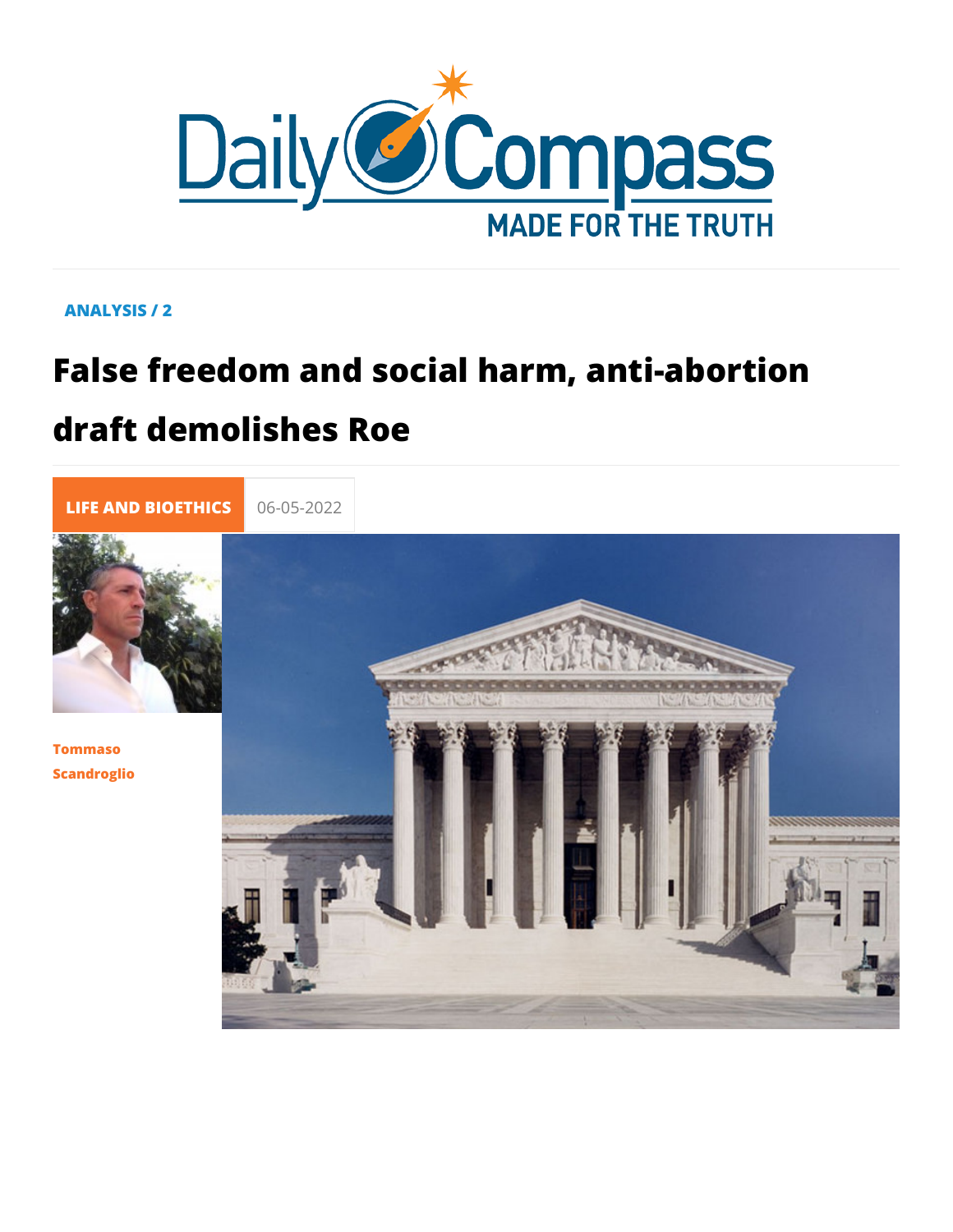ANALYSIS / 2

# False freedom and social harm, anti-abortion draft demolishes Roe

LIFE AND BIOETHICS 06-05-2022

Tommaso Scandroglio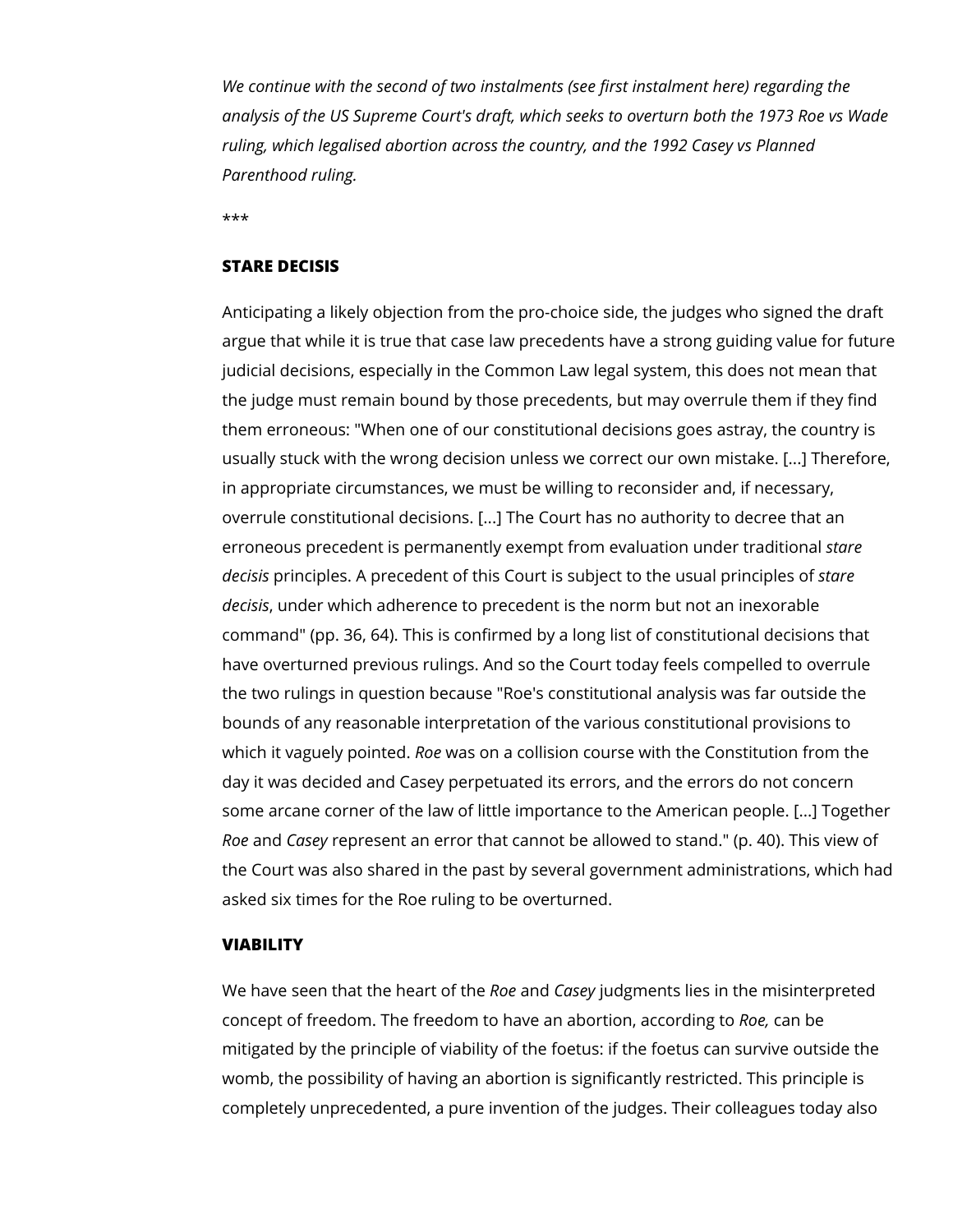*We continue with the second of two instalments (see first instalment here) regarding the analysis of the US Supreme Court's draft, which seeks to overturn both the 1973 Roe vs Wade ruling, which legalised abortion across the country, and the 1992 Casey vs Planned Parenthood ruling.*

***

**STARE DECISIS**

Anticipating a likely objection from the pro-choice side, the judges who signed the draft argue that while it is true that case law precedents have a strong guiding value for future judicial decisions, especially in the Common Law legal system, this does not mean that the judge must remain bound by those precedents, but may overrule them if they find them erroneous: "When one of our constitutional decisions goes astray, the country is usually stuck with the wrong decision unless we correct our own mistake. [...] Therefore, in appropriate circumstances, we must be willing to reconsider and, if necessary, overrule constitutional decisions. [...] The Court has no authority to decree that an erroneous precedent is permanently exempt from evaluation under traditional *stare decisis* principles. A precedent of this Court is subject to the usual principles of *stare decisis*, under which adherence to precedent is the norm but not an inexorable command" (pp. 36, 64). This is confirmed by a long list of constitutional decisions that have overturned previous rulings. And so the Court today feels compelled to overrule the two rulings in question because "Roe's constitutional analysis was far outside the bounds of any reasonable interpretation of the various constitutional provisions to which it vaguely pointed. *Roe* was on a collision course with the Constitution from the day it was decided and Casey perpetuated its errors, and the errors do not concern some arcane corner of the law of little importance to the American people. [...] Together *Roe* and *Casey* represent an error that cannot be allowed to stand." (p. 40). This view of the Court was also shared in the past by several government administrations, which had asked six times for the Roe ruling to be overturned.

**VIABILITY**

We have seen that the heart of the *Roe* and *Casey* judgments lies in the misinterpreted concept of freedom. The freedom to have an abortion, according to *Roe,* can be mitigated by the principle of viability of the foetus: if the foetus can survive outside the womb, the possibility of having an abortion is significantly restricted. This principle is completely unprecedented, a pure invention of the judges. Their colleagues today also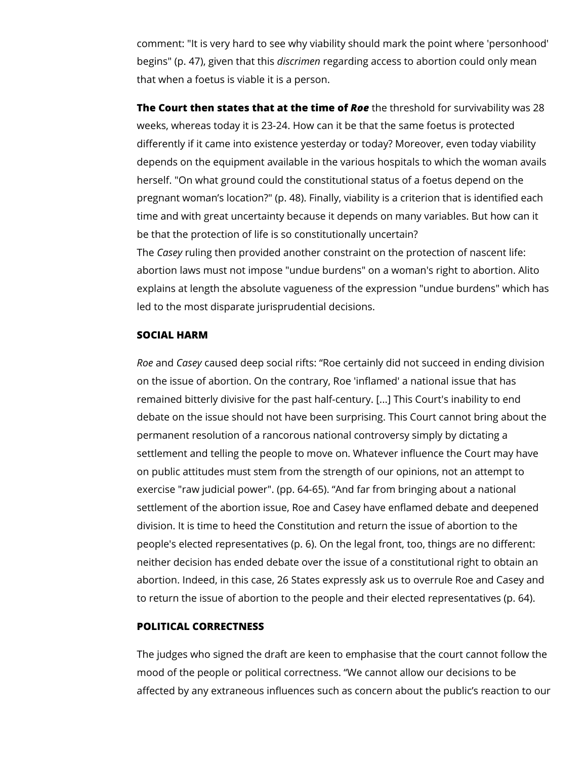comment: "It is very hard to see why viability should mark the point where 'personhood' begins" (p. 47), given that this *discrimen* regarding access to abortion could only mean that when a foetus is viable it is a person.

**The Court then states that at the time of *Roe*** the threshold for survivability was 28 weeks, whereas today it is 23-24. How can it be that the same foetus is protected differently if it came into existence yesterday or today? Moreover, even today viability depends on the equipment available in the various hospitals to which the woman avails herself. "On what ground could the constitutional status of a foetus depend on the pregnant woman's location?" (p. 48). Finally, viability is a criterion that is identified each time and with great uncertainty because it depends on many variables. But how can it be that the protection of life is so constitutionally uncertain?
The *Casey* ruling then provided another constraint on the protection of nascent life: abortion laws must not impose "undue burdens" on a woman's right to abortion. Alito explains at length the absolute vagueness of the expression "undue burdens" which has led to the most disparate jurisprudential decisions.

**SOCIAL HARM**

*Roe* and *Casey* caused deep social rifts: "Roe certainly did not succeed in ending division on the issue of abortion. On the contrary, Roe 'inflamed' a national issue that has remained bitterly divisive for the past half-century. [...] This Court's inability to end debate on the issue should not have been surprising. This Court cannot bring about the permanent resolution of a rancorous national controversy simply by dictating a settlement and telling the people to move on. Whatever influence the Court may have on public attitudes must stem from the strength of our opinions, not an attempt to exercise "raw judicial power". (pp. 64-65). "And far from bringing about a national settlement of the abortion issue, Roe and Casey have enflamed debate and deepened division. It is time to heed the Constitution and return the issue of abortion to the people's elected representatives (p. 6). On the legal front, too, things are no different: neither decision has ended debate over the issue of a constitutional right to obtain an abortion. Indeed, in this case, 26 States expressly ask us to overrule Roe and Casey and to return the issue of abortion to the people and their elected representatives (p. 64).

**POLITICAL CORRECTNESS**

The judges who signed the draft are keen to emphasise that the court cannot follow the mood of the people or political correctness. "We cannot allow our decisions to be affected by any extraneous influences such as concern about the public's reaction to our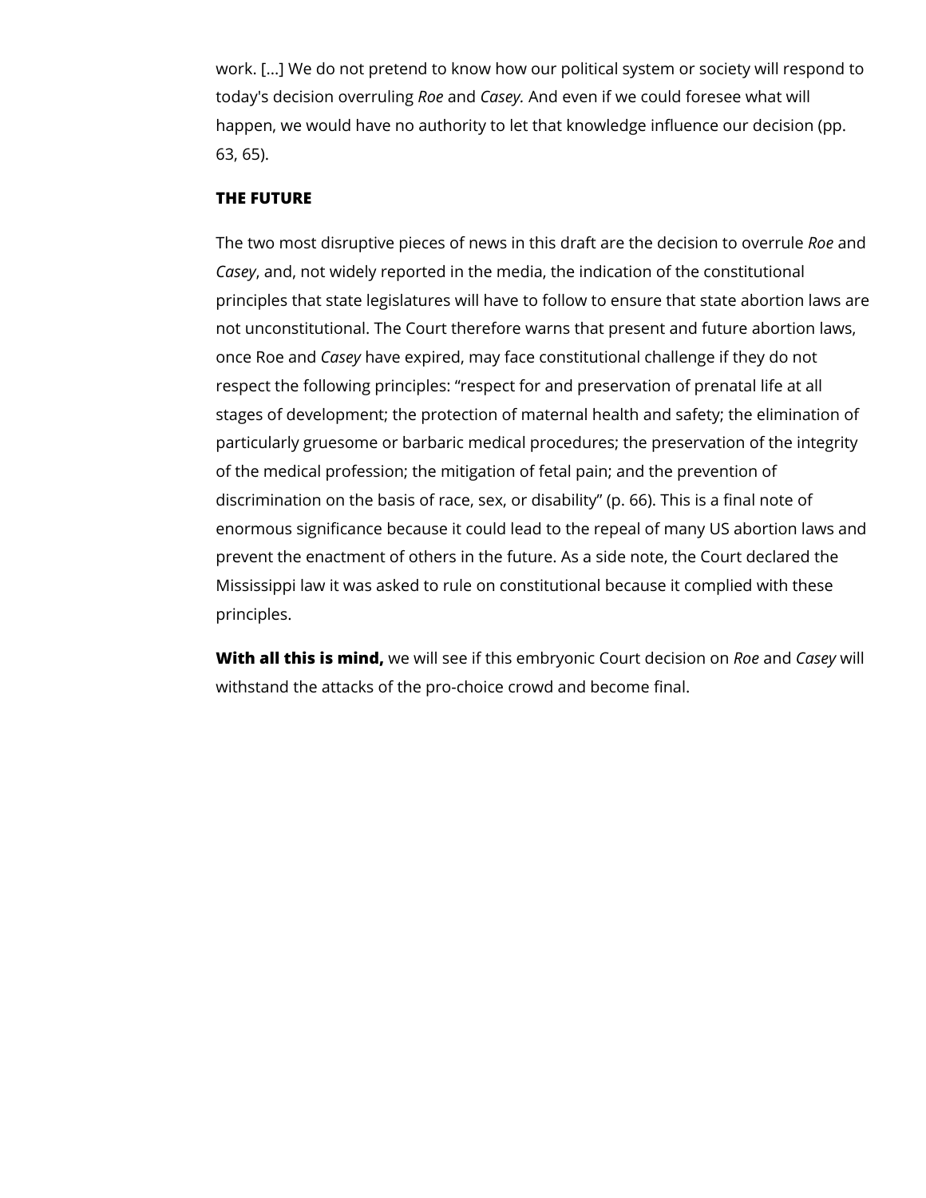work. [...] We do not pretend to know how our political system or society will respond to today's decision overruling *Roe* and *Casey.* And even if we could foresee what will happen, we would have no authority to let that knowledge influence our decision (pp. 63, 65).

**THE FUTURE**

The two most disruptive pieces of news in this draft are the decision to overrule *Roe* and *Casey*, and, not widely reported in the media, the indication of the constitutional principles that state legislatures will have to follow to ensure that state abortion laws are not unconstitutional. The Court therefore warns that present and future abortion laws, once Roe and *Casey* have expired, may face constitutional challenge if they do not respect the following principles: “respect for and preservation of prenatal life at all stages of development; the protection of maternal health and safety; the elimination of particularly gruesome or barbaric medical procedures; the preservation of the integrity of the medical profession; the mitigation of fetal pain; and the prevention of discrimination on the basis of race, sex, or disability” (p. 66). This is a final note of enormous significance because it could lead to the repeal of many US abortion laws and prevent the enactment of others in the future. As a side note, the Court declared the Mississippi law it was asked to rule on constitutional because it complied with these principles.

**With all this is mind,** we will see if this embryonic Court decision on *Roe* and *Casey* will withstand the attacks of the pro-choice crowd and become final.